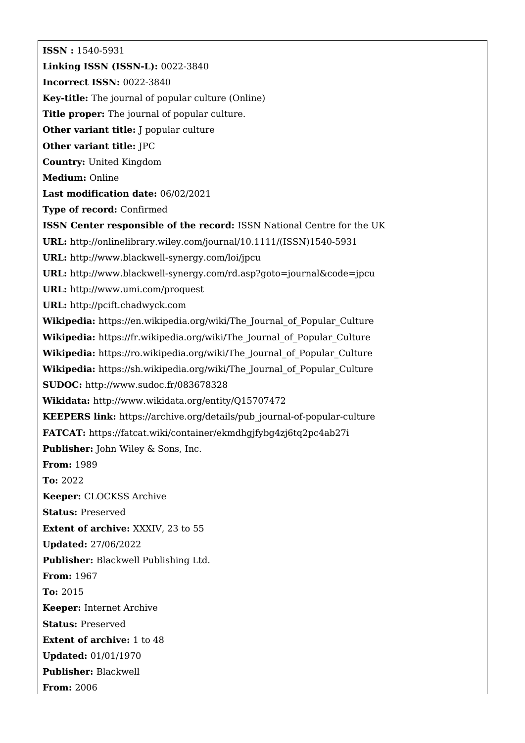**ISSN :** 1540-5931

**Linking ISSN (ISSN-L):** 0022-3840

**Incorrect ISSN:** 0022-3840

**Key-title:** The journal of popular culture (Online)

**Title proper:** The journal of popular culture.

**Other variant title:** J popular culture

**Other variant title:** JPC

**Country:** United Kingdom

**Medium:** Online

**Last modification date:** 06/02/2021

**Type of record:** Confirmed

**ISSN Center responsible of the record:** ISSN National Centre for the UK

**URL:** http://onlinelibrary.wiley.com/journal/10.1111/(ISSN)1540-5931

**URL:** http://www.blackwell-synergy.com/loi/jpcu

**URL:** http://www.blackwell-synergy.com/rd.asp?goto=journal&code=jpcu

**URL:** http://www.umi.com/proquest

**URL:** http://pcift.chadwyck.com

**Wikipedia:** https://en.wikipedia.org/wiki/The_Journal_of_Popular_Culture

**Wikipedia:** https://fr.wikipedia.org/wiki/The_Journal_of_Popular_Culture

**Wikipedia:** https://ro.wikipedia.org/wiki/The_Journal_of_Popular_Culture

**Wikipedia:** https://sh.wikipedia.org/wiki/The_Journal_of_Popular_Culture

**SUDOC:** http://www.sudoc.fr/083678328

**Wikidata:** http://www.wikidata.org/entity/Q15707472

**KEEPERS link:** https://archive.org/details/pub_journal-of-popular-culture

**FATCAT:** https://fatcat.wiki/container/ekmdhgjfybg4zj6tq2pc4ab27i

**Publisher:** John Wiley & Sons, Inc.

**From:** 1989

**To:** 2022

**Keeper:** CLOCKSS Archive

**Status:** Preserved

**Extent of archive:** XXXIV, 23 to 55

**Updated:** 27/06/2022

**Publisher:** Blackwell Publishing Ltd.

**From:** 1967

**To:** 2015

**Keeper:** Internet Archive

**Status:** Preserved

**Extent of archive:** 1 to 48

**Updated:** 01/01/1970

**Publisher:** Blackwell

**From:** 2006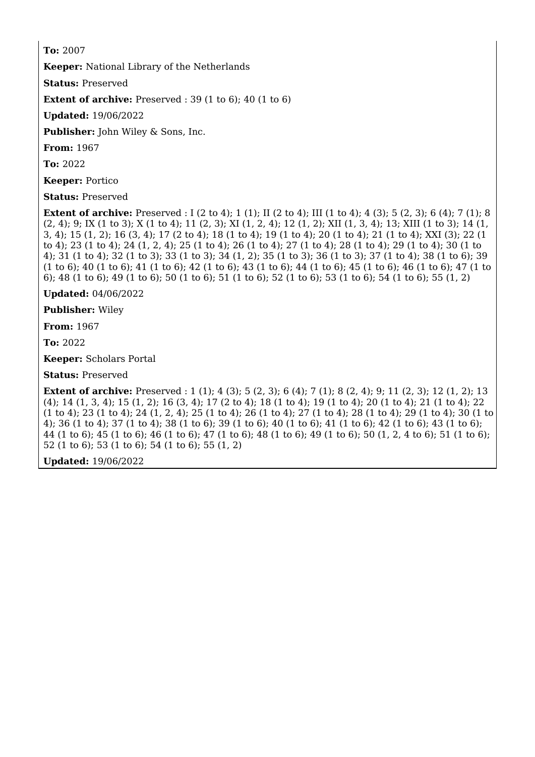**To:** 2007

**Keeper:** National Library of the Netherlands

**Status:** Preserved

**Extent of archive:** Preserved : 39 (1 to 6); 40 (1 to 6)

**Updated:** 19/06/2022

**Publisher:** John Wiley & Sons, Inc.

**From:** 1967

**To:** 2022

**Keeper:** Portico

**Status:** Preserved

**Extent of archive:** Preserved : I (2 to 4); 1 (1); II (2 to 4); III (1 to 4); 4 (3); 5 (2, 3); 6 (4); 7 (1); 8 (2, 4); 9; IX (1 to 3); X (1 to 4); 11 (2, 3); XI (1, 2, 4); 12 (1, 2); XII (1, 3, 4); 13; XIII (1 to 3); 14 (1, 3, 4); 15 (1, 2); 16 (3, 4); 17 (2 to 4); 18 (1 to 4); 19 (1 to 4); 20 (1 to 4); 21 (1 to 4); XXI (3); 22 (1 to 4); 23 (1 to 4); 24 (1, 2, 4); 25 (1 to 4); 26 (1 to 4); 27 (1 to 4); 28 (1 to 4); 29 (1 to 4); 30 (1 to 4); 31 (1 to 4); 32 (1 to 3); 33 (1 to 3); 34 (1, 2); 35 (1 to 3); 36 (1 to 3); 37 (1 to 4); 38 (1 to 6); 39 (1 to 6); 40 (1 to 6); 41 (1 to 6); 42 (1 to 6); 43 (1 to 6); 44 (1 to 6); 45 (1 to 6); 46 (1 to 6); 47 (1 to 6); 48 (1 to 6); 49 (1 to 6); 50 (1 to 6); 51 (1 to 6); 52 (1 to 6); 53 (1 to 6); 54 (1 to 6); 55 (1, 2)

**Updated:** 04/06/2022

**Publisher:** Wiley

**From:** 1967

**To:** 2022

**Keeper:** Scholars Portal

**Status:** Preserved

**Extent of archive:** Preserved : 1 (1); 4 (3); 5 (2, 3); 6 (4); 7 (1); 8 (2, 4); 9; 11 (2, 3); 12 (1, 2); 13 (4); 14 (1, 3, 4); 15 (1, 2); 16 (3, 4); 17 (2 to 4); 18 (1 to 4); 19 (1 to 4); 20 (1 to 4); 21 (1 to 4); 22 (1 to 4); 23 (1 to 4); 24 (1, 2, 4); 25 (1 to 4); 26 (1 to 4); 27 (1 to 4); 28 (1 to 4); 29 (1 to 4); 30 (1 to 4); 36 (1 to 4); 37 (1 to 4); 38 (1 to 6); 39 (1 to 6); 40 (1 to 6); 41 (1 to 6); 42 (1 to 6); 43 (1 to 6); 44 (1 to 6); 45 (1 to 6); 46 (1 to 6); 47 (1 to 6); 48 (1 to 6); 49 (1 to 6); 50 (1, 2, 4 to 6); 51 (1 to 6); 52 (1 to 6); 53 (1 to 6); 54 (1 to 6); 55 (1, 2)

**Updated:** 19/06/2022